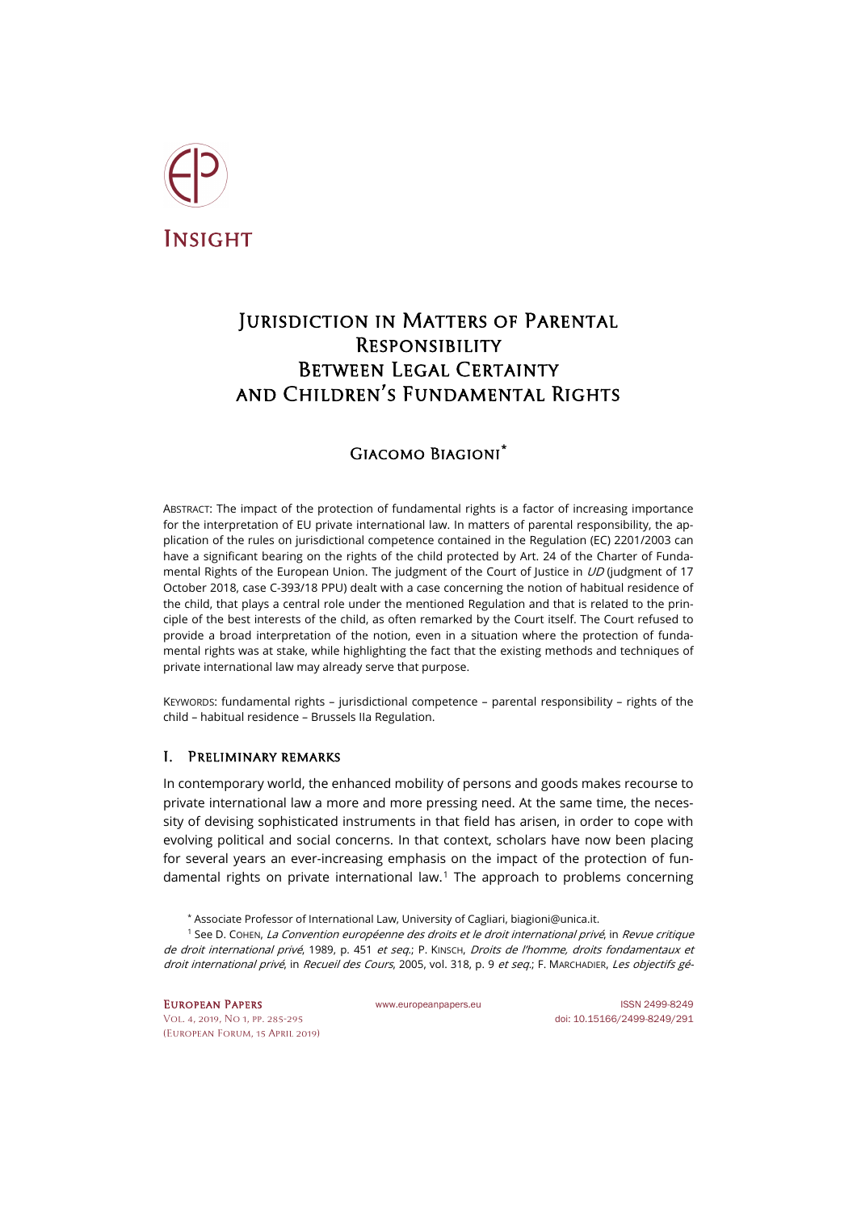Insight

# Jurisdiction in Matters of Parental Responsibility Between Legal Certainty and Children's Fundamental Rights

## Giacomo Biagioni*

Abstract: The impact of the protection of fundamental rights is a factor of increasing importance for the interpretation of EU private international law. In matters of parental responsibility, the application of the rules on jurisdictional competence contained in the Regulation (EC) 2201/2003 can have a significant bearing on the rights of the child protected by Art. 24 of the Charter of Fundamental Rights of the European Union. The judgment of the Court of Justice in *UD* (judgment of 17 October 2018, case C-393/18 PPU) dealt with a case concerning the notion of habitual residence of the child, that plays a central role under the mentioned Regulation and that is related to the principle of the best interests of the child, as often remarked by the Court itself. The Court refused to provide a broad interpretation of the notion, even in a situation where the protection of fundamental rights was at stake, while highlighting the fact that the existing methods and techniques of private international law may already serve that purpose.

Keywords: fundamental rights – jurisdictional competence – parental responsibility – rights of the child – habitual residence – Brussels IIa Regulation.

### I. Preliminary remarks

In contemporary world, the enhanced mobility of persons and goods makes recourse to private international law a more and more pressing need. At the same time, the necessity of devising sophisticated instruments in that field has arisen, in order to cope with evolving political and social concerns. In that context, scholars have now been placing for several years an ever-increasing emphasis on the impact of the protection of fundamental rights on private international law.[1] The approach to problems concerning

\* Associate Professor of International Law, University of Cagliari, biagioni@unica.it.

[1] See D. Cohen, *La Convention européenne des droits et le droit international privé*, in *Revue critique de droit international privé*, 1989, p. 451 *et seq.*; P. Kinsch, *Droits de l'homme, droits fondamentaux et droit international privé*, in *Recueil des Cours*, 2005, vol. 318, p. 9 *et seq.*; F. Marchadier, *Les objectifs gé-*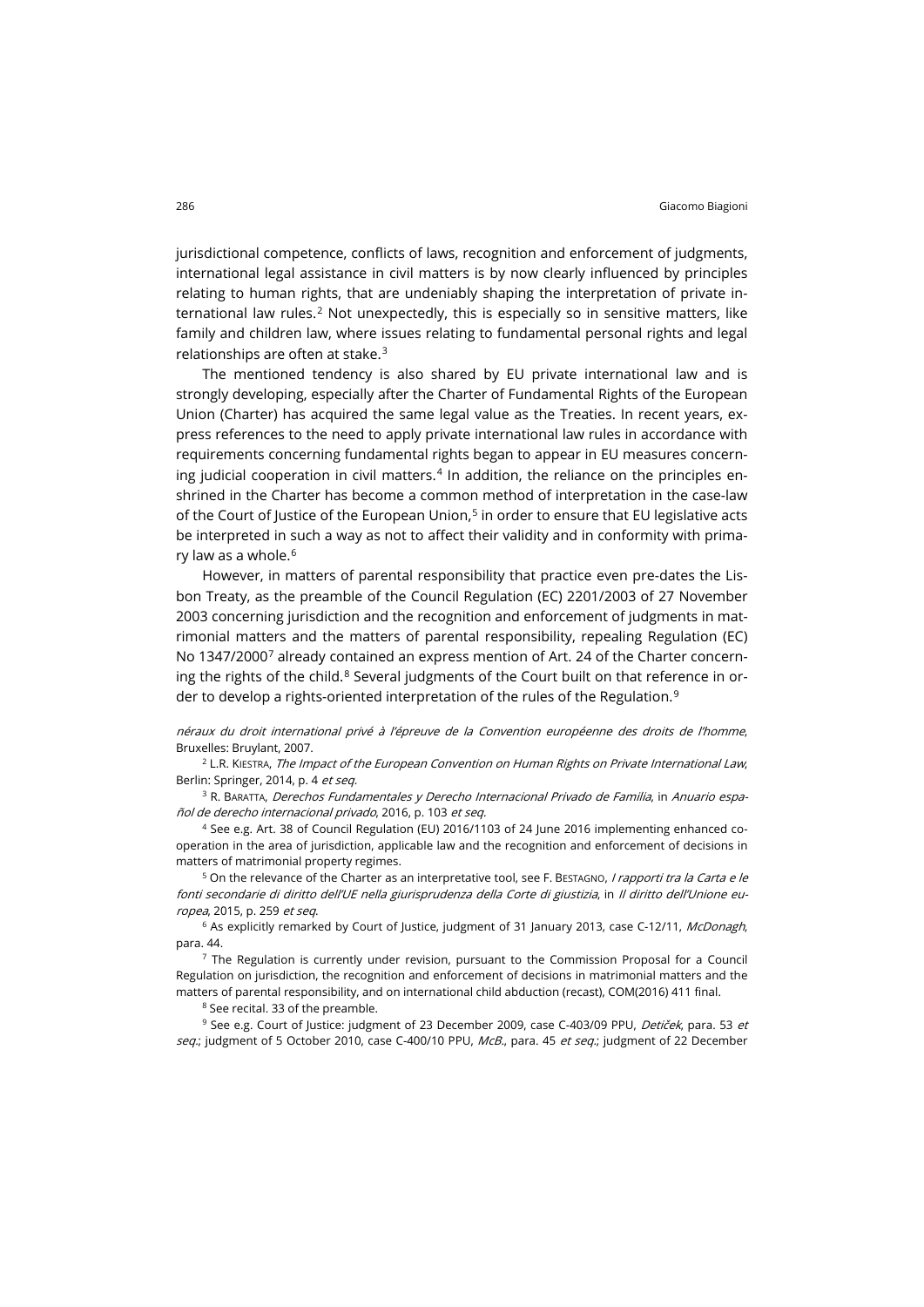jurisdictional competence, conflicts of laws, recognition and enforcement of judgments, international legal assistance in civil matters is by now clearly influenced by principles relating to human rights, that are undeniably shaping the interpretation of private international law rules.[2] Not unexpectedly, this is especially so in sensitive matters, like family and children law, where issues relating to fundamental personal rights and legal relationships are often at stake.[3]

The mentioned tendency is also shared by EU private international law and is strongly developing, especially after the Charter of Fundamental Rights of the European Union (Charter) has acquired the same legal value as the Treaties. In recent years, express references to the need to apply private international law rules in accordance with requirements concerning fundamental rights began to appear in EU measures concerning judicial cooperation in civil matters.[4] In addition, the reliance on the principles enshrined in the Charter has become a common method of interpretation in the case-law of the Court of Justice of the European Union,[5] in order to ensure that EU legislative acts be interpreted in such a way as not to affect their validity and in conformity with primary law as a whole.[6]

However, in matters of parental responsibility that practice even pre-dates the Lisbon Treaty, as the preamble of the Council Regulation (EC) 2201/2003 of 27 November 2003 concerning jurisdiction and the recognition and enforcement of judgments in matrimonial matters and the matters of parental responsibility, repealing Regulation (EC) No 1347/2000[7] already contained an express mention of Art. 24 of the Charter concerning the rights of the child.[8] Several judgments of the Court built on that reference in order to develop a rights-oriented interpretation of the rules of the Regulation.[9]

*néraux du droit international privé à l'épreuve de la Convention européenne des droits de l'homme*, Bruxelles: Bruylant, 2007.

[2] L.R. Kiestra, *The Impact of the European Convention on Human Rights on Private International Law*, Berlin: Springer, 2014, p. 4 *et seq*.

[3] R. Baratta, *Derechos Fundamentales y Derecho Internacional Privado de Familia*, in *Anuario español de derecho internacional privado*, 2016, p. 103 *et seq*.

[4] See e.g. Art. 38 of Council Regulation (EU) 2016/1103 of 24 June 2016 implementing enhanced cooperation in the area of jurisdiction, applicable law and the recognition and enforcement of decisions in matters of matrimonial property regimes.

[5] On the relevance of the Charter as an interpretative tool, see F. Bestagno, *I rapporti tra la Carta e le fonti secondarie di diritto dell'UE nella giurisprudenza della Corte di giustizia*, in *Il diritto dell'Unione europea*, 2015, p. 259 *et seq*.

[6] As explicitly remarked by Court of Justice, judgment of 31 January 2013, case C-12/11, *McDonagh*, para. 44.

[7] The Regulation is currently under revision, pursuant to the Commission Proposal for a Council Regulation on jurisdiction, the recognition and enforcement of decisions in matrimonial matters and the matters of parental responsibility, and on international child abduction (recast), COM(2016) 411 final.

[8] See recital. 33 of the preamble.

[9] See e.g. Court of Justice: judgment of 23 December 2009, case C-403/09 PPU, *Detiček*, para. 53 *et seq*.; judgment of 5 October 2010, case C-400/10 PPU, *McB.*, para. 45 *et seq*.; judgment of 22 December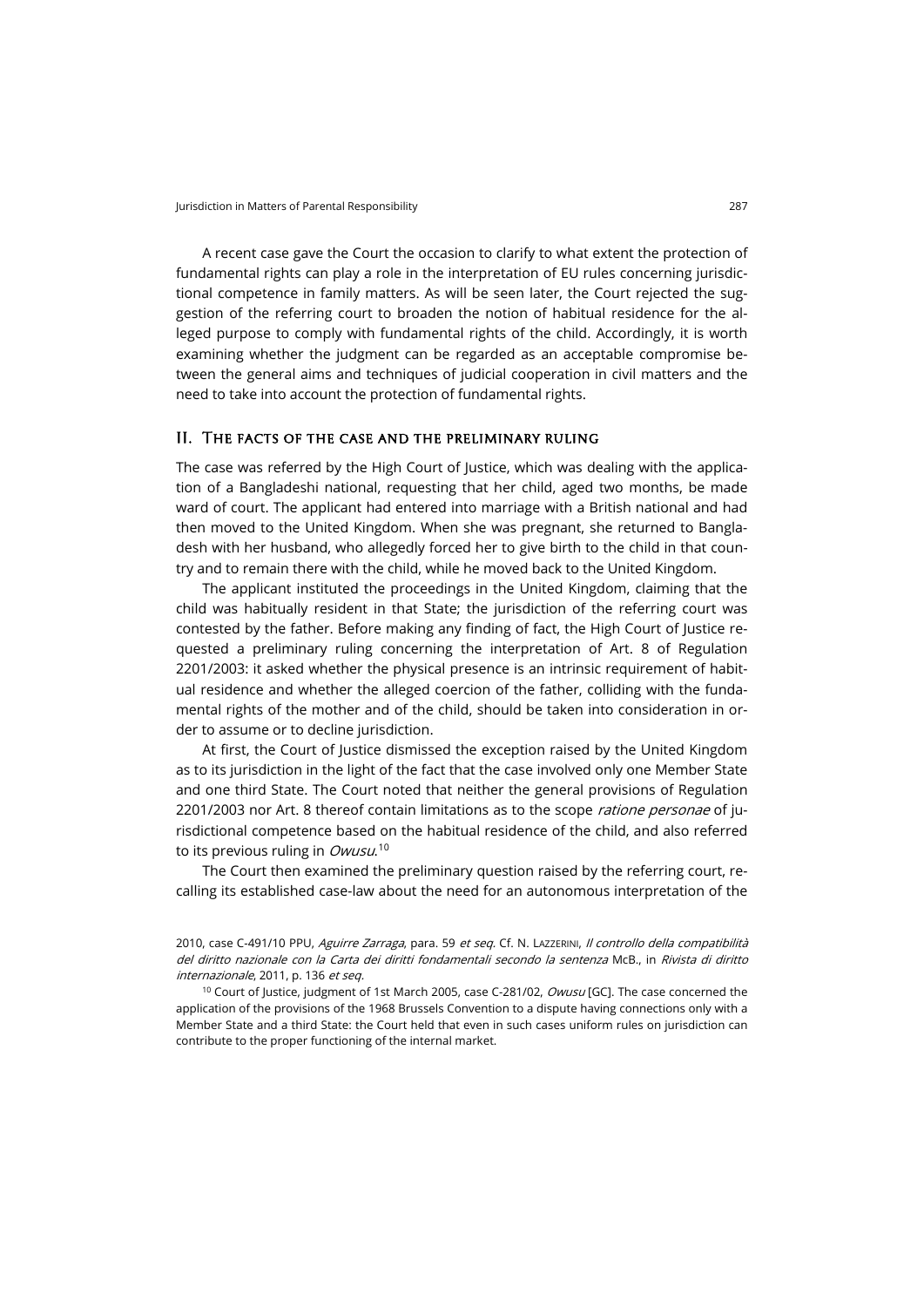A recent case gave the Court the occasion to clarify to what extent the protection of fundamental rights can play a role in the interpretation of EU rules concerning jurisdictional competence in family matters. As will be seen later, the Court rejected the suggestion of the referring court to broaden the notion of habitual residence for the alleged purpose to comply with fundamental rights of the child. Accordingly, it is worth examining whether the judgment can be regarded as an acceptable compromise between the general aims and techniques of judicial cooperation in civil matters and the need to take into account the protection of fundamental rights.

## II. The facts of the case and the preliminary ruling

The case was referred by the High Court of Justice, which was dealing with the application of a Bangladeshi national, requesting that her child, aged two months, be made ward of court. The applicant had entered into marriage with a British national and had then moved to the United Kingdom. When she was pregnant, she returned to Bangladesh with her husband, who allegedly forced her to give birth to the child in that country and to remain there with the child, while he moved back to the United Kingdom.

The applicant instituted the proceedings in the United Kingdom, claiming that the child was habitually resident in that State; the jurisdiction of the referring court was contested by the father. Before making any finding of fact, the High Court of Justice requested a preliminary ruling concerning the interpretation of Art. 8 of Regulation 2201/2003: it asked whether the physical presence is an intrinsic requirement of habitual residence and whether the alleged coercion of the father, colliding with the fundamental rights of the mother and of the child, should be taken into consideration in order to assume or to decline jurisdiction.

At first, the Court of Justice dismissed the exception raised by the United Kingdom as to its jurisdiction in the light of the fact that the case involved only one Member State and one third State. The Court noted that neither the general provisions of Regulation 2201/2003 nor Art. 8 thereof contain limitations as to the scope *ratione personae* of jurisdictional competence based on the habitual residence of the child, and also referred to its previous ruling in *Owusu*.[10]

The Court then examined the preliminary question raised by the referring court, recalling its established case-law about the need for an autonomous interpretation of the

2010, case C-491/10 PPU, *Aguirre Zarraga*, para. 59 *et seq*. Cf. N. Lazzerini, *Il controllo della compatibilità del diritto nazionale con la Carta dei diritti fondamentali secondo la sentenza* McB., in *Rivista di diritto internazionale*, 2011, p. 136 *et seq*.

[10] Court of Justice, judgment of 1st March 2005, case C-281/02, *Owusu* [GC]. The case concerned the application of the provisions of the 1968 Brussels Convention to a dispute having connections only with a Member State and a third State: the Court held that even in such cases uniform rules on jurisdiction can contribute to the proper functioning of the internal market.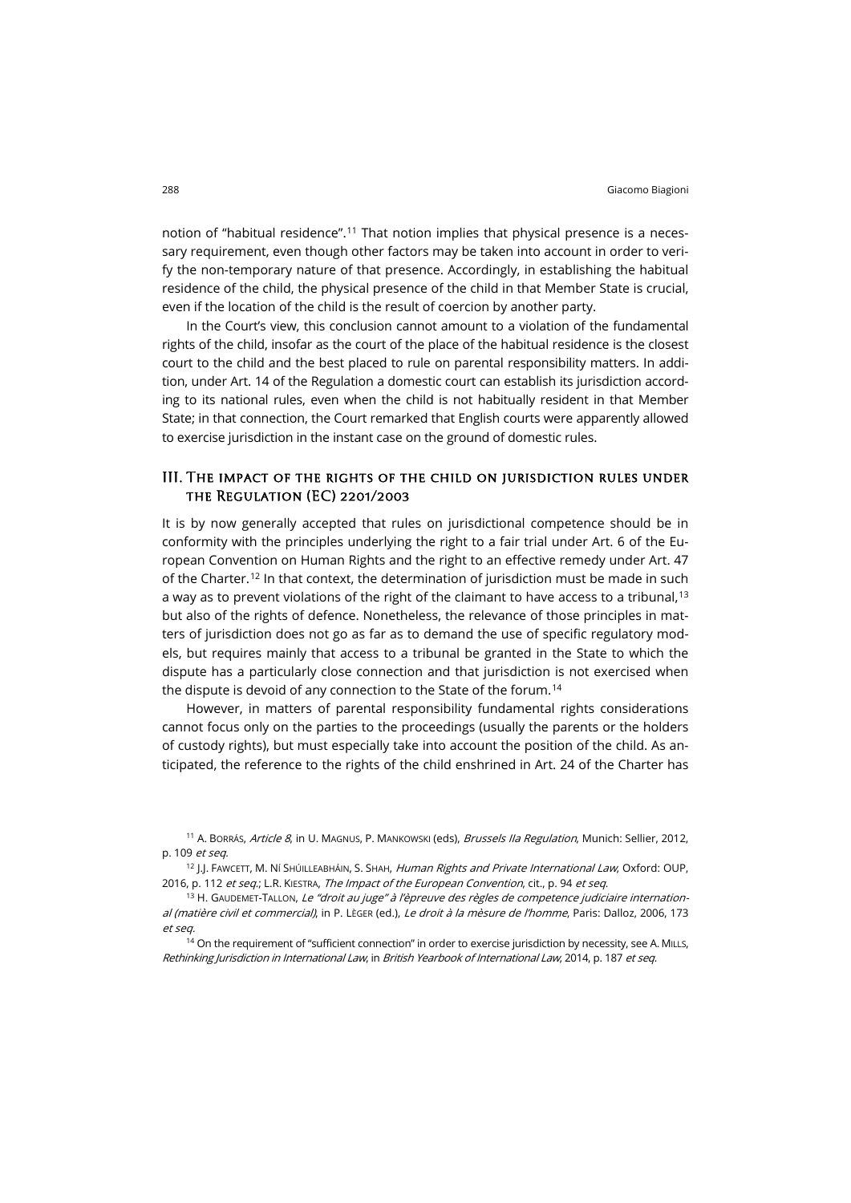notion of "habitual residence".[11] That notion implies that physical presence is a necessary requirement, even though other factors may be taken into account in order to verify the non-temporary nature of that presence. Accordingly, in establishing the habitual residence of the child, the physical presence of the child in that Member State is crucial, even if the location of the child is the result of coercion by another party.

In the Court's view, this conclusion cannot amount to a violation of the fundamental rights of the child, insofar as the court of the place of the habitual residence is the closest court to the child and the best placed to rule on parental responsibility matters. In addition, under Art. 14 of the Regulation a domestic court can establish its jurisdiction according to its national rules, even when the child is not habitually resident in that Member State; in that connection, the Court remarked that English courts were apparently allowed to exercise jurisdiction in the instant case on the ground of domestic rules.

## III. The impact of the rights of the child on jurisdiction rules under the Regulation (EC) 2201/2003

It is by now generally accepted that rules on jurisdictional competence should be in conformity with the principles underlying the right to a fair trial under Art. 6 of the European Convention on Human Rights and the right to an effective remedy under Art. 47 of the Charter.[12] In that context, the determination of jurisdiction must be made in such a way as to prevent violations of the right of the claimant to have access to a tribunal,[13] but also of the rights of defence. Nonetheless, the relevance of those principles in matters of jurisdiction does not go as far as to demand the use of specific regulatory models, but requires mainly that access to a tribunal be granted in the State to which the dispute has a particularly close connection and that jurisdiction is not exercised when the dispute is devoid of any connection to the State of the forum.[14]

However, in matters of parental responsibility fundamental rights considerations cannot focus only on the parties to the proceedings (usually the parents or the holders of custody rights), but must especially take into account the position of the child. As anticipated, the reference to the rights of the child enshrined in Art. 24 of the Charter has

[11] A. Borrás, *Article 8*, in U. Magnus, P. Mankowski (eds), *Brussels IIa Regulation*, Munich: Sellier, 2012, p. 109 *et seq*.

[12] J.J. Fawcett, M. Ní Shúilleabháin, S. Shah, *Human Rights and Private International Law*, Oxford: OUP, 2016, p. 112 *et seq*.; L.R. Kiestra, *The Impact of the European Convention*, cit., p. 94 *et seq*.

[13] H. Gaudemet-Tallon, *Le "droit au juge" à l'èpreuve des règles de competence judiciaire international (matière civil et commercial)*, in P. Lèger (ed.), *Le droit à la mèsure de l'homme*, Paris: Dalloz, 2006, 173 *et seq*.

[14] On the requirement of "sufficient connection" in order to exercise jurisdiction by necessity, see A. Mills, *Rethinking Jurisdiction in International Law*, in *British Yearbook of International Law*, 2014, p. 187 *et seq*.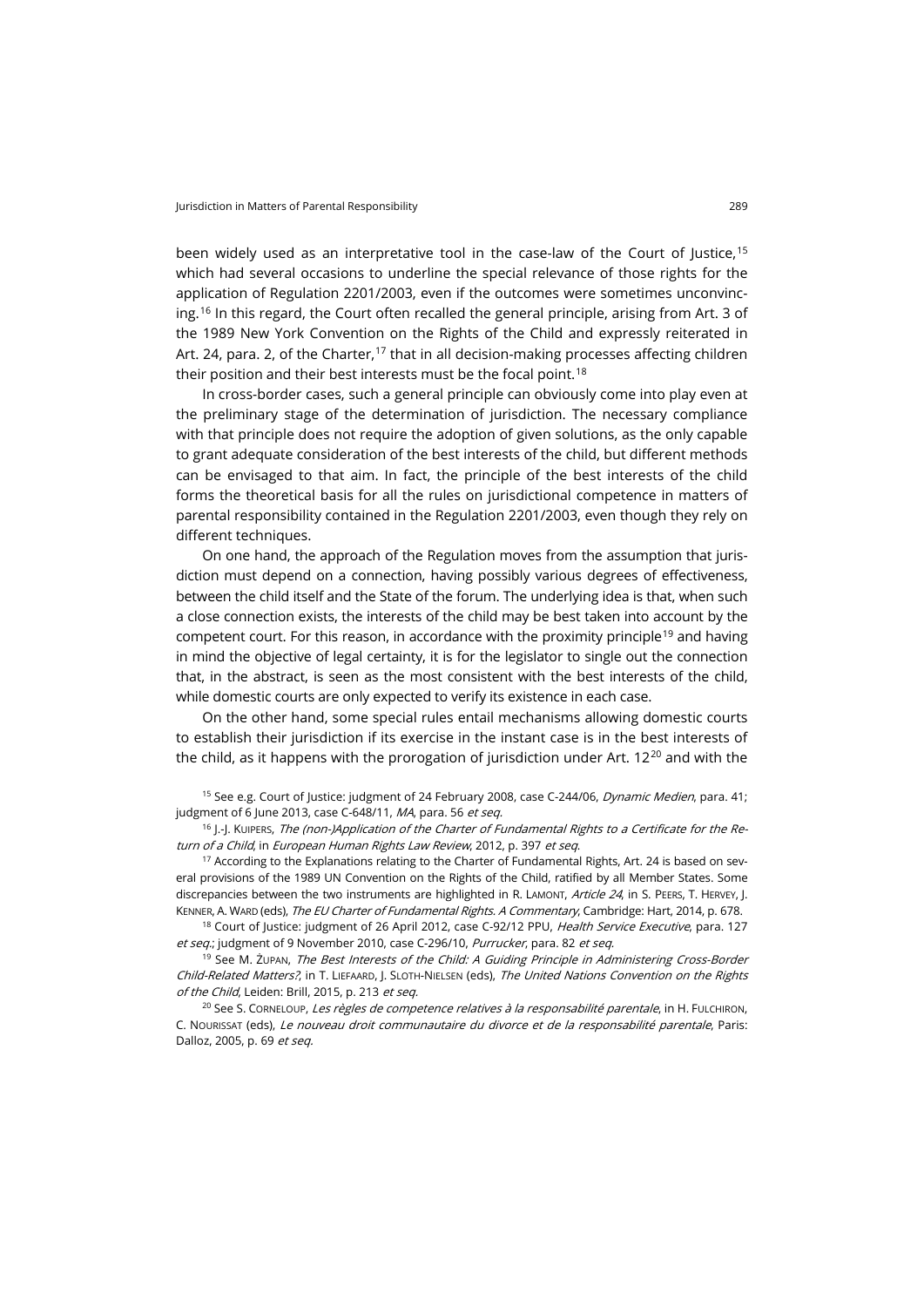been widely used as an interpretative tool in the case-law of the Court of Justice,[15] which had several occasions to underline the special relevance of those rights for the application of Regulation 2201/2003, even if the outcomes were sometimes unconvincing.[16] In this regard, the Court often recalled the general principle, arising from Art. 3 of the 1989 New York Convention on the Rights of the Child and expressly reiterated in Art. 24, para. 2, of the Charter,[17] that in all decision-making processes affecting children their position and their best interests must be the focal point.[18]

In cross-border cases, such a general principle can obviously come into play even at the preliminary stage of the determination of jurisdiction. The necessary compliance with that principle does not require the adoption of given solutions, as the only capable to grant adequate consideration of the best interests of the child, but different methods can be envisaged to that aim. In fact, the principle of the best interests of the child forms the theoretical basis for all the rules on jurisdictional competence in matters of parental responsibility contained in the Regulation 2201/2003, even though they rely on different techniques.

On one hand, the approach of the Regulation moves from the assumption that jurisdiction must depend on a connection, having possibly various degrees of effectiveness, between the child itself and the State of the forum. The underlying idea is that, when such a close connection exists, the interests of the child may be best taken into account by the competent court. For this reason, in accordance with the proximity principle[19] and having in mind the objective of legal certainty, it is for the legislator to single out the connection that, in the abstract, is seen as the most consistent with the best interests of the child, while domestic courts are only expected to verify its existence in each case.

On the other hand, some special rules entail mechanisms allowing domestic courts to establish their jurisdiction if its exercise in the instant case is in the best interests of the child, as it happens with the prorogation of jurisdiction under Art. 12[20] and with the

---

[15] See e.g. Court of Justice: judgment of 24 February 2008, case C-244/06, *Dynamic Medien*, para. 41; judgment of 6 June 2013, case C-648/11, *MA*, para. 56 *et seq.*

[16] J.-J. Kuipers, *The (non-)Application of the Charter of Fundamental Rights to a Certificate for the Return of a Child*, in *European Human Rights Law Review*, 2012, p. 397 *et seq*.

[17] According to the Explanations relating to the Charter of Fundamental Rights, Art. 24 is based on several provisions of the 1989 UN Convention on the Rights of the Child, ratified by all Member States. Some discrepancies between the two instruments are highlighted in R. Lamont, *Article 24*, in S. Peers, T. Hervey, J. Kenner, A. Ward (eds), *The EU Charter of Fundamental Rights. A Commentary*, Cambridge: Hart, 2014, p. 678.

[18] Court of Justice: judgment of 26 April 2012, case C-92/12 PPU, *Health Service Executive*, para. 127 *et seq.*; judgment of 9 November 2010, case C-296/10, *Purrucker*, para. 82 *et seq.*

[19] See M. Župan, *The Best Interests of the Child: A Guiding Principle in Administering Cross-Border Child-Related Matters?*, in T. Liefaard, J. Sloth-Nielsen (eds), *The United Nations Convention on the Rights of the Child*, Leiden: Brill, 2015, p. 213 *et seq.*

[20] See S. Corneloup, *Les règles de competence relatives à la responsabilité parentale*, in H. Fulchiron, C. Nourissat (eds), *Le nouveau droit communautaire du divorce et de la responsabilité parentale*, Paris: Dalloz, 2005, p. 69 *et seq.*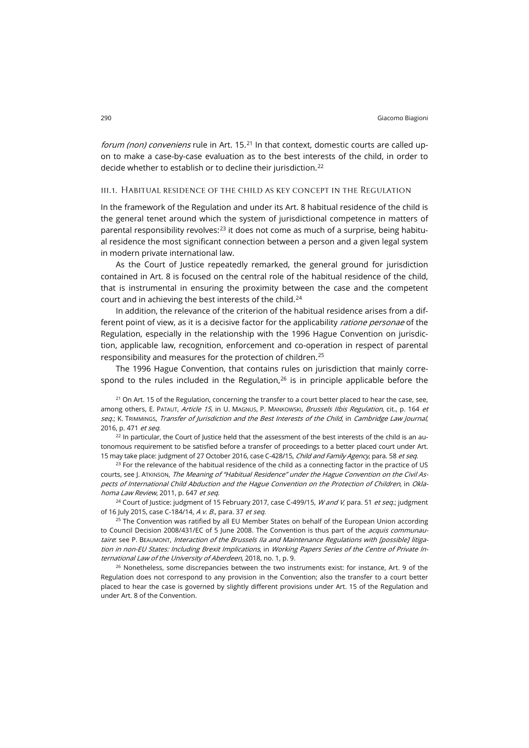*forum (non) conveniens* rule in Art. 15.[21] In that context, domestic courts are called upon to make a case-by-case evaluation as to the best interests of the child, in order to decide whether to establish or to decline their jurisdiction.[22]

### III.1. Habitual residence of the child as key concept in the Regulation

In the framework of the Regulation and under its Art. 8 habitual residence of the child is the general tenet around which the system of jurisdictional competence in matters of parental responsibility revolves:[23] it does not come as much of a surprise, being habitual residence the most significant connection between a person and a given legal system in modern private international law.

As the Court of Justice repeatedly remarked, the general ground for jurisdiction contained in Art. 8 is focused on the central role of the habitual residence of the child, that is instrumental in ensuring the proximity between the case and the competent court and in achieving the best interests of the child.[24]

In addition, the relevance of the criterion of the habitual residence arises from a different point of view, as it is a decisive factor for the applicability *ratione personae* of the Regulation, especially in the relationship with the 1996 Hague Convention on jurisdiction, applicable law, recognition, enforcement and co-operation in respect of parental responsibility and measures for the protection of children.[25]

The 1996 Hague Convention, that contains rules on jurisdiction that mainly correspond to the rules included in the Regulation,[26] is in principle applicable before the

[21] On Art. 15 of the Regulation, concerning the transfer to a court better placed to hear the case, see, among others, E. Pataut, *Article 15*, in U. Magnus, P. Mankowski, *Brussels IIbis Regulation*, cit., p. 164 *et seq.*; K. Trimmings, *Transfer of Jurisdiction and the Best Interests of the Child*, in *Cambridge Law Journal*, 2016, p. 471 *et seq*.

[22] In particular, the Court of Justice held that the assessment of the best interests of the child is an autonomous requirement to be satisfied before a transfer of proceedings to a better placed court under Art. 15 may take place: judgment of 27 October 2016, case C-428/15, *Child and Family Agency*, para. 58 *et seq.*

[23] For the relevance of the habitual residence of the child as a connecting factor in the practice of US courts, see J. Atkinson, *The Meaning of "Habitual Residence" under the Hague Convention on the Civil Aspects of International Child Abduction and the Hague Convention on the Protection of Children*, in *Oklahoma Law Review*, 2011, p. 647 *et seq*.

[24] Court of Justice: judgment of 15 February 2017, case C-499/15, *W and V*, para. 51 *et seq.*; judgment of 16 July 2015, case C-184/14, *A v. B.*, para. 37 *et seq*.

[25] The Convention was ratified by all EU Member States on behalf of the European Union according to Council Decision 2008/431/EC of 5 June 2008. The Convention is thus part of the *acquis communautaire*: see P. Beaumont, *Interaction of the Brussels IIa and Maintenance Regulations with [possible] litigation in non-EU States: Including Brexit Implications*, in *Working Papers Series of the Centre of Private International Law of the University of Aberdeen*, 2018, no. 1, p. 9.

[26] Nonetheless, some discrepancies between the two instruments exist: for instance, Art. 9 of the Regulation does not correspond to any provision in the Convention; also the transfer to a court better placed to hear the case is governed by slightly different provisions under Art. 15 of the Regulation and under Art. 8 of the Convention.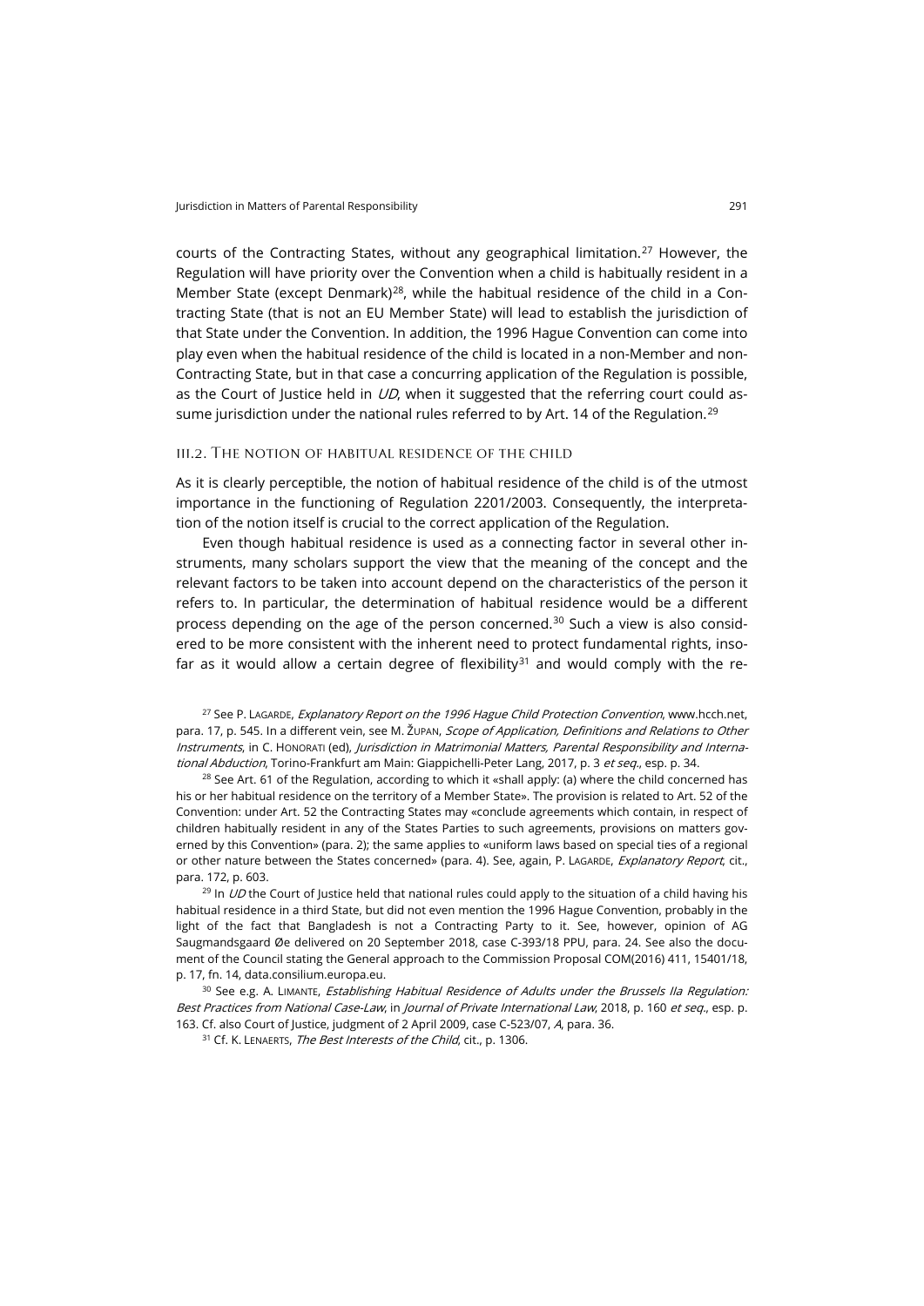courts of the Contracting States, without any geographical limitation.[27] However, the Regulation will have priority over the Convention when a child is habitually resident in a Member State (except Denmark)[28], while the habitual residence of the child in a Contracting State (that is not an EU Member State) will lead to establish the jurisdiction of that State under the Convention. In addition, the 1996 Hague Convention can come into play even when the habitual residence of the child is located in a non-Member and non-Contracting State, but in that case a concurring application of the Regulation is possible, as the Court of Justice held in *UD*, when it suggested that the referring court could assume jurisdiction under the national rules referred to by Art. 14 of the Regulation.[29]

### III.2. The notion of habitual residence of the child

As it is clearly perceptible, the notion of habitual residence of the child is of the utmost importance in the functioning of Regulation 2201/2003. Consequently, the interpretation of the notion itself is crucial to the correct application of the Regulation.

Even though habitual residence is used as a connecting factor in several other instruments, many scholars support the view that the meaning of the concept and the relevant factors to be taken into account depend on the characteristics of the person it refers to. In particular, the determination of habitual residence would be a different process depending on the age of the person concerned.[30] Such a view is also considered to be more consistent with the inherent need to protect fundamental rights, insofar as it would allow a certain degree of flexibility[31] and would comply with the re-

[27] See P. Lagarde, *Explanatory Report on the 1996 Hague Child Protection Convention*, www.hcch.net, para. 17, p. 545. In a different vein, see M. Župan, *Scope of Application, Definitions and Relations to Other Instruments*, in C. Honorati (ed), *Jurisdiction in Matrimonial Matters, Parental Responsibility and International Abduction*, Torino-Frankfurt am Main: Giappichelli-Peter Lang, 2017, p. 3 *et seq.*, esp. p. 34.

[28] See Art. 61 of the Regulation, according to which it «shall apply: (a) where the child concerned has his or her habitual residence on the territory of a Member State». The provision is related to Art. 52 of the Convention: under Art. 52 the Contracting States may «conclude agreements which contain, in respect of children habitually resident in any of the States Parties to such agreements, provisions on matters governed by this Convention» (para. 2); the same applies to «uniform laws based on special ties of a regional or other nature between the States concerned» (para. 4). See, again, P. Lagarde, *Explanatory Report*, cit., para. 172, p. 603.

[29] In *UD* the Court of Justice held that national rules could apply to the situation of a child having his habitual residence in a third State, but did not even mention the 1996 Hague Convention, probably in the light of the fact that Bangladesh is not a Contracting Party to it. See, however, opinion of AG Saugmandsgaard Øe delivered on 20 September 2018, case C-393/18 PPU, para. 24. See also the document of the Council stating the General approach to the Commission Proposal COM(2016) 411, 15401/18, p. 17, fn. 14, data.consilium.europa.eu.

[30] See e.g. A. Limante, *Establishing Habitual Residence of Adults under the Brussels IIa Regulation: Best Practices from National Case-Law*, in *Journal of Private International Law*, 2018, p. 160 *et seq.*, esp. p. 163. Cf. also Court of Justice, judgment of 2 April 2009, case C-523/07, *A*, para. 36.

[31] Cf. K. Lenaerts, *The Best Interests of the Child*, cit., p. 1306.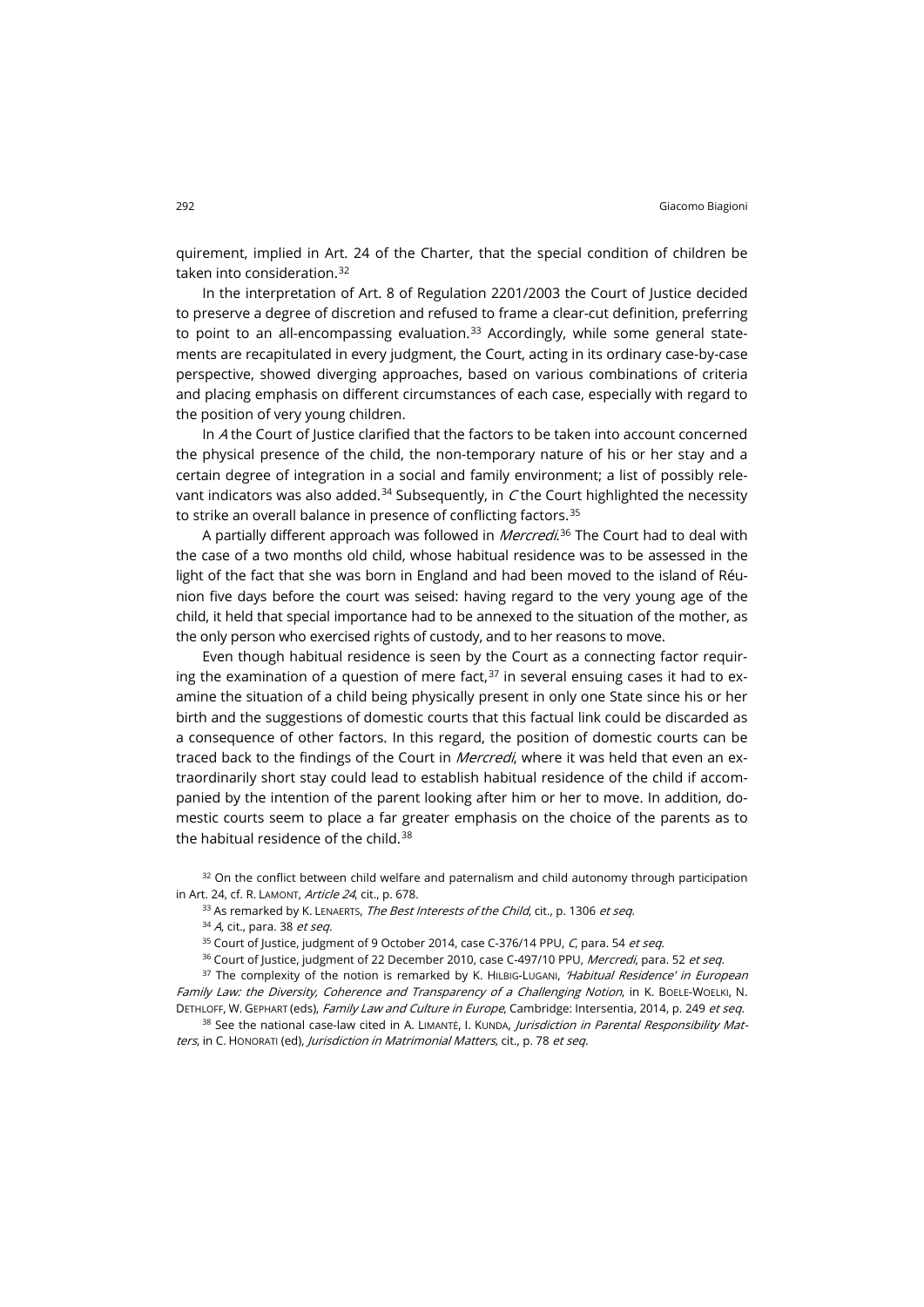quirement, implied in Art. 24 of the Charter, that the special condition of children be taken into consideration.[32]

In the interpretation of Art. 8 of Regulation 2201/2003 the Court of Justice decided to preserve a degree of discretion and refused to frame a clear-cut definition, preferring to point to an all-encompassing evaluation.[33] Accordingly, while some general statements are recapitulated in every judgment, the Court, acting in its ordinary case-by-case perspective, showed diverging approaches, based on various combinations of criteria and placing emphasis on different circumstances of each case, especially with regard to the position of very young children.

In *A* the Court of Justice clarified that the factors to be taken into account concerned the physical presence of the child, the non-temporary nature of his or her stay and a certain degree of integration in a social and family environment; a list of possibly relevant indicators was also added.[34] Subsequently, in *C* the Court highlighted the necessity to strike an overall balance in presence of conflicting factors.[35]

A partially different approach was followed in *Mercredi*.[36] The Court had to deal with the case of a two months old child, whose habitual residence was to be assessed in the light of the fact that she was born in England and had been moved to the island of Réunion five days before the court was seised: having regard to the very young age of the child, it held that special importance had to be annexed to the situation of the mother, as the only person who exercised rights of custody, and to her reasons to move.

Even though habitual residence is seen by the Court as a connecting factor requiring the examination of a question of mere fact,[37] in several ensuing cases it had to examine the situation of a child being physically present in only one State since his or her birth and the suggestions of domestic courts that this factual link could be discarded as a consequence of other factors. In this regard, the position of domestic courts can be traced back to the findings of the Court in *Mercredi*, where it was held that even an extraordinarily short stay could lead to establish habitual residence of the child if accompanied by the intention of the parent looking after him or her to move. In addition, domestic courts seem to place a far greater emphasis on the choice of the parents as to the habitual residence of the child.[38]

[32] On the conflict between child welfare and paternalism and child autonomy through participation in Art. 24, cf. R. LAMONT, *Article 24*, cit., p. 678.

[33] As remarked by K. LENAERTS, *The Best Interests of the Child*, cit., p. 1306 *et seq.*

[34] *A*, cit., para. 38 *et seq.*

[35] Court of Justice, judgment of 9 October 2014, case C-376/14 PPU, *C*, para. 54 *et seq.*

[36] Court of Justice, judgment of 22 December 2010, case C-497/10 PPU, *Mercredi*, para. 52 *et seq*.

[37] The complexity of the notion is remarked by K. HILBIG-LUGANI, *'Habitual Residence' in European Family Law: the Diversity, Coherence and Transparency of a Challenging Notion*, in K. BOELE-WOELKI, N. DETHLOFF, W. GEPHART (eds), *Family Law and Culture in Europe*, Cambridge: Intersentia, 2014, p. 249 *et seq.*

[38] See the national case-law cited in A. LIMANTÉ, I. KUNDA, *Jurisdiction in Parental Responsibility Matters*, in C. HONORATI (ed), *Jurisdiction in Matrimonial Matters*, cit., p. 78 *et seq.*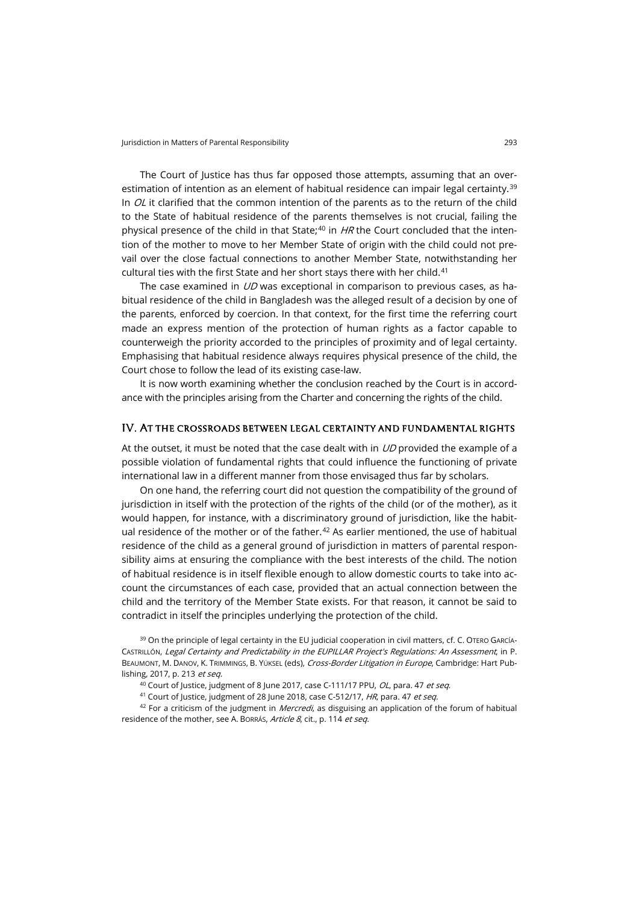The Court of Justice has thus far opposed those attempts, assuming that an overestimation of intention as an element of habitual residence can impair legal certainty.[39] In *OL* it clarified that the common intention of the parents as to the return of the child to the State of habitual residence of the parents themselves is not crucial, failing the physical presence of the child in that State;[40] in *HR* the Court concluded that the intention of the mother to move to her Member State of origin with the child could not prevail over the close factual connections to another Member State, notwithstanding her cultural ties with the first State and her short stays there with her child.[41]

The case examined in *UD* was exceptional in comparison to previous cases, as habitual residence of the child in Bangladesh was the alleged result of a decision by one of the parents, enforced by coercion. In that context, for the first time the referring court made an express mention of the protection of human rights as a factor capable to counterweigh the priority accorded to the principles of proximity and of legal certainty. Emphasising that habitual residence always requires physical presence of the child, the Court chose to follow the lead of its existing case-law.

It is now worth examining whether the conclusion reached by the Court is in accordance with the principles arising from the Charter and concerning the rights of the child.

## IV. At the crossroads between legal certainty and fundamental rights

At the outset, it must be noted that the case dealt with in *UD* provided the example of a possible violation of fundamental rights that could influence the functioning of private international law in a different manner from those envisaged thus far by scholars.

On one hand, the referring court did not question the compatibility of the ground of jurisdiction in itself with the protection of the rights of the child (or of the mother), as it would happen, for instance, with a discriminatory ground of jurisdiction, like the habitual residence of the mother or of the father.[42] As earlier mentioned, the use of habitual residence of the child as a general ground of jurisdiction in matters of parental responsibility aims at ensuring the compliance with the best interests of the child. The notion of habitual residence is in itself flexible enough to allow domestic courts to take into account the circumstances of each case, provided that an actual connection between the child and the territory of the Member State exists. For that reason, it cannot be said to contradict in itself the principles underlying the protection of the child.

[39] On the principle of legal certainty in the EU judicial cooperation in civil matters, cf. C. Otero García-Castrillón, *Legal Certainty and Predictability in the EUPILLAR Project's Regulations: An Assessment*, in P. Beaumont, M. Danov, K. Trimmings, B. Yüksel (eds), *Cross-Border Litigation in Europe*, Cambridge: Hart Publishing, 2017, p. 213 *et seq.*

[40] Court of Justice, judgment of 8 June 2017, case C-111/17 PPU, *OL*, para. 47 *et seq*.

[41] Court of Justice, judgment of 28 June 2018, case C-512/17, *HR*, para. 47 *et seq*.

[42] For a criticism of the judgment in *Mercredi*, as disguising an application of the forum of habitual residence of the mother, see A. Borrás, *Article 8*, cit., p. 114 *et seq*.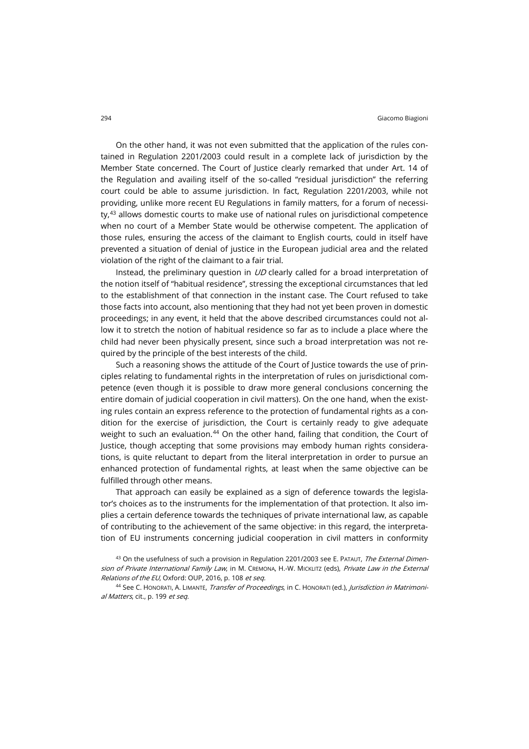On the other hand, it was not even submitted that the application of the rules contained in Regulation 2201/2003 could result in a complete lack of jurisdiction by the Member State concerned. The Court of Justice clearly remarked that under Art. 14 of the Regulation and availing itself of the so-called "residual jurisdiction" the referring court could be able to assume jurisdiction. In fact, Regulation 2201/2003, while not providing, unlike more recent EU Regulations in family matters, for a forum of necessity,[43] allows domestic courts to make use of national rules on jurisdictional competence when no court of a Member State would be otherwise competent. The application of those rules, ensuring the access of the claimant to English courts, could in itself have prevented a situation of denial of justice in the European judicial area and the related violation of the right of the claimant to a fair trial.

Instead, the preliminary question in *UD* clearly called for a broad interpretation of the notion itself of "habitual residence", stressing the exceptional circumstances that led to the establishment of that connection in the instant case. The Court refused to take those facts into account, also mentioning that they had not yet been proven in domestic proceedings; in any event, it held that the above described circumstances could not allow it to stretch the notion of habitual residence so far as to include a place where the child had never been physically present, since such a broad interpretation was not required by the principle of the best interests of the child.

Such a reasoning shows the attitude of the Court of Justice towards the use of principles relating to fundamental rights in the interpretation of rules on jurisdictional competence (even though it is possible to draw more general conclusions concerning the entire domain of judicial cooperation in civil matters). On the one hand, when the existing rules contain an express reference to the protection of fundamental rights as a condition for the exercise of jurisdiction, the Court is certainly ready to give adequate weight to such an evaluation.[44] On the other hand, failing that condition, the Court of Justice, though accepting that some provisions may embody human rights considerations, is quite reluctant to depart from the literal interpretation in order to pursue an enhanced protection of fundamental rights, at least when the same objective can be fulfilled through other means.

That approach can easily be explained as a sign of deference towards the legislator's choices as to the instruments for the implementation of that protection. It also implies a certain deference towards the techniques of private international law, as capable of contributing to the achievement of the same objective: in this regard, the interpretation of EU instruments concerning judicial cooperation in civil matters in conformity

[43] On the usefulness of such a provision in Regulation 2201/2003 see E. PATAUT, *The External Dimension of Private International Family Law*, in M. CREMONA, H.-W. MICKLITZ (eds), *Private Law in the External Relations of the EU*, Oxford: OUP, 2016, p. 108 *et seq*.

[44] See C. HONORATI, A. LIMANTÉ, *Transfer of Proceedings*, in C. HONORATI (ed.), *Jurisdiction in Matrimonial Matters*, cit., p. 199 *et seq*.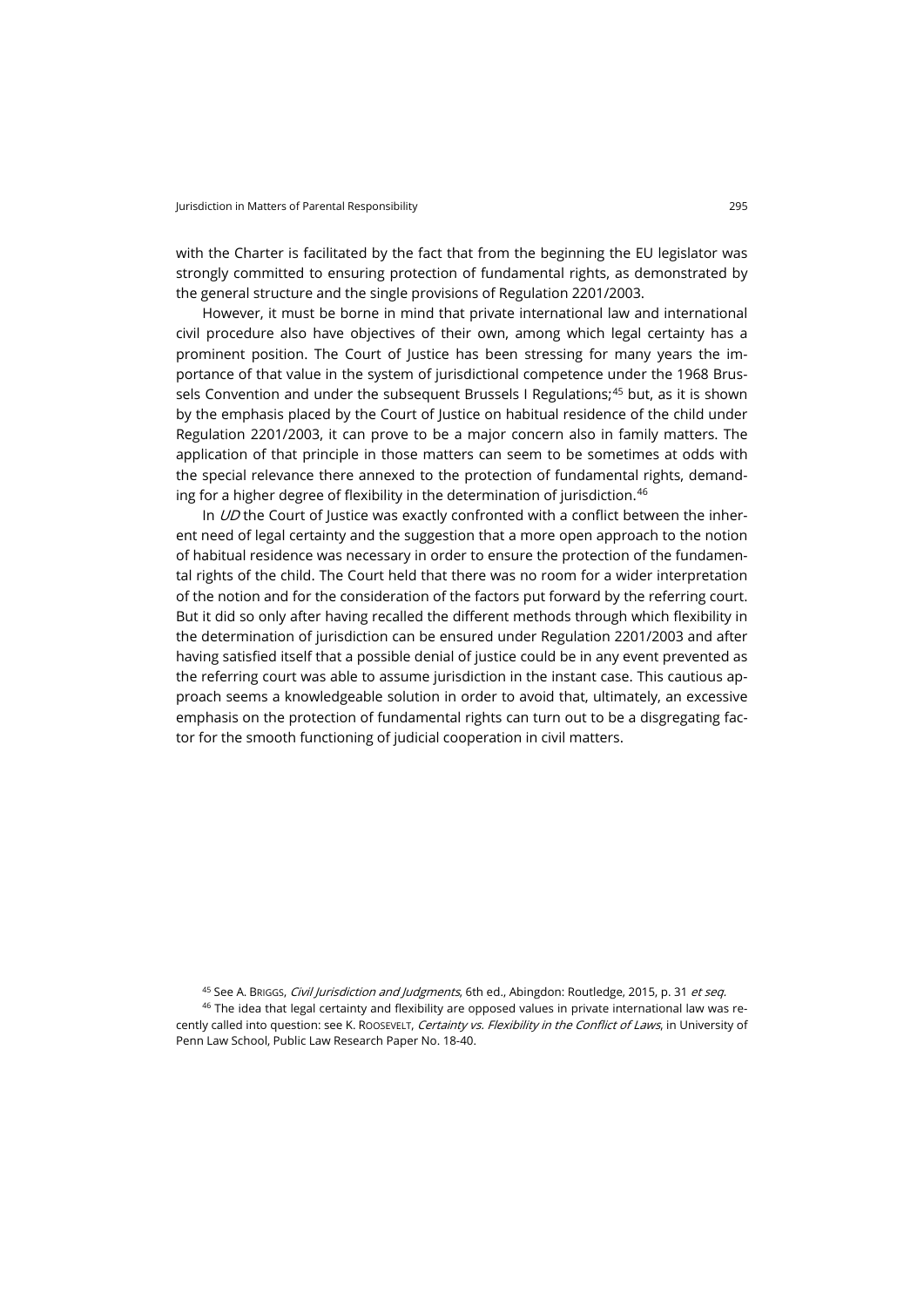with the Charter is facilitated by the fact that from the beginning the EU legislator was strongly committed to ensuring protection of fundamental rights, as demonstrated by the general structure and the single provisions of Regulation 2201/2003.

However, it must be borne in mind that private international law and international civil procedure also have objectives of their own, among which legal certainty has a prominent position. The Court of Justice has been stressing for many years the importance of that value in the system of jurisdictional competence under the 1968 Brussels Convention and under the subsequent Brussels I Regulations;[45] but, as it is shown by the emphasis placed by the Court of Justice on habitual residence of the child under Regulation 2201/2003, it can prove to be a major concern also in family matters. The application of that principle in those matters can seem to be sometimes at odds with the special relevance there annexed to the protection of fundamental rights, demanding for a higher degree of flexibility in the determination of jurisdiction.[46]

In *UD* the Court of Justice was exactly confronted with a conflict between the inherent need of legal certainty and the suggestion that a more open approach to the notion of habitual residence was necessary in order to ensure the protection of the fundamental rights of the child. The Court held that there was no room for a wider interpretation of the notion and for the consideration of the factors put forward by the referring court. But it did so only after having recalled the different methods through which flexibility in the determination of jurisdiction can be ensured under Regulation 2201/2003 and after having satisfied itself that a possible denial of justice could be in any event prevented as the referring court was able to assume jurisdiction in the instant case. This cautious approach seems a knowledgeable solution in order to avoid that, ultimately, an excessive emphasis on the protection of fundamental rights can turn out to be a disgregating factor for the smooth functioning of judicial cooperation in civil matters.

[45] See A. BRIGGS, *Civil Jurisdiction and Judgments*, 6th ed., Abingdon: Routledge, 2015, p. 31 *et seq*.

[46] The idea that legal certainty and flexibility are opposed values in private international law was recently called into question: see K. ROOSEVELT, *Certainty vs. Flexibility in the Conflict of Laws*, in University of Penn Law School, Public Law Research Paper No. 18-40.